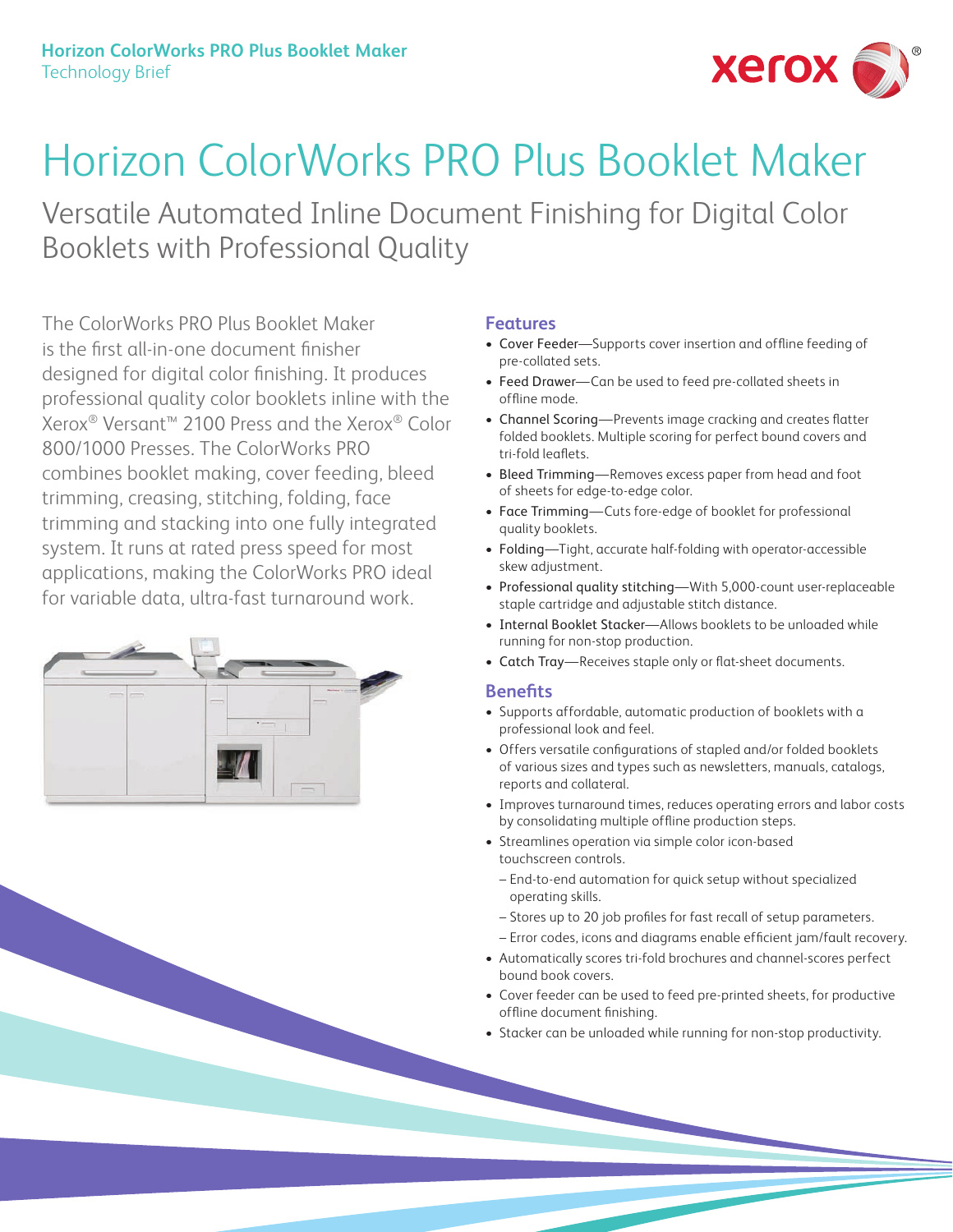# Horizon ColorWorks PRO Plus Booklet Maker

## Versatile Automated Inline Document Finishing for Digital Color Booklets with Professional Quality

The ColorWorks PRO Plus Booklet Maker is the first all-in-one document finisher designed for digital color finishing. It produces professional quality color booklets inline with the Xerox® Versant™ 2100 Press and the Xerox® Color 800/1000 Presses. The ColorWorks PRO combines booklet making, cover feeding, bleed trimming, creasing, stitching, folding, face trimming and stacking into one fully integrated system. It runs at rated press speed for most applications, making the ColorWorks PRO ideal for variable data, ultra-fast turnaround work.

### Features

- Cover Feeder—Supports cover insertion and offline feeding of pre-collated sets.
- Feed Drawer—Can be used to feed pre-collated sheets in offline mode.
- Channel Scoring—Prevents image cracking and creates flatter folded booklets. Multiple scoring for perfect bound covers and tri-fold leaflets.
- Bleed Trimming—Removes excess paper from head and foot of sheets for edge-to-edge color.
- Face Trimming—Cuts fore-edge of booklet for professional quality booklets.
- Folding—Tight, accurate half-folding with operator-accessible skew adjustment.
- Professional quality stitching—With 5,000-count user-replaceable staple cartridge and adjustable stitch distance.
- Internal Booklet Stacker—Allows booklets to be unloaded while running for non-stop production.
- Catch Tray—Receives staple only or flat-sheet documents.

### Benefits

- Supports affordable, automatic production of booklets with a professional look and feel.
- Offers versatile configurations of stapled and/or folded booklets of various sizes and types such as newsletters, manuals, catalogs, reports and collateral.
- Improves turnaround times, reduces operating errors and labor costs by consolidating multiple offline production steps.
- Streamlines operation via simple color icon-based touchscreen controls.
  - End-to-end automation for quick setup without specialized operating skills.
  - Stores up to 20 job profiles for fast recall of setup parameters.
  - Error codes, icons and diagrams enable efficient jam/fault recovery.
- Automatically scores tri-fold brochures and channel-scores perfect bound book covers.
- Cover feeder can be used to feed pre-printed sheets, for productive offline document finishing.
- Stacker can be unloaded while running for non-stop productivity.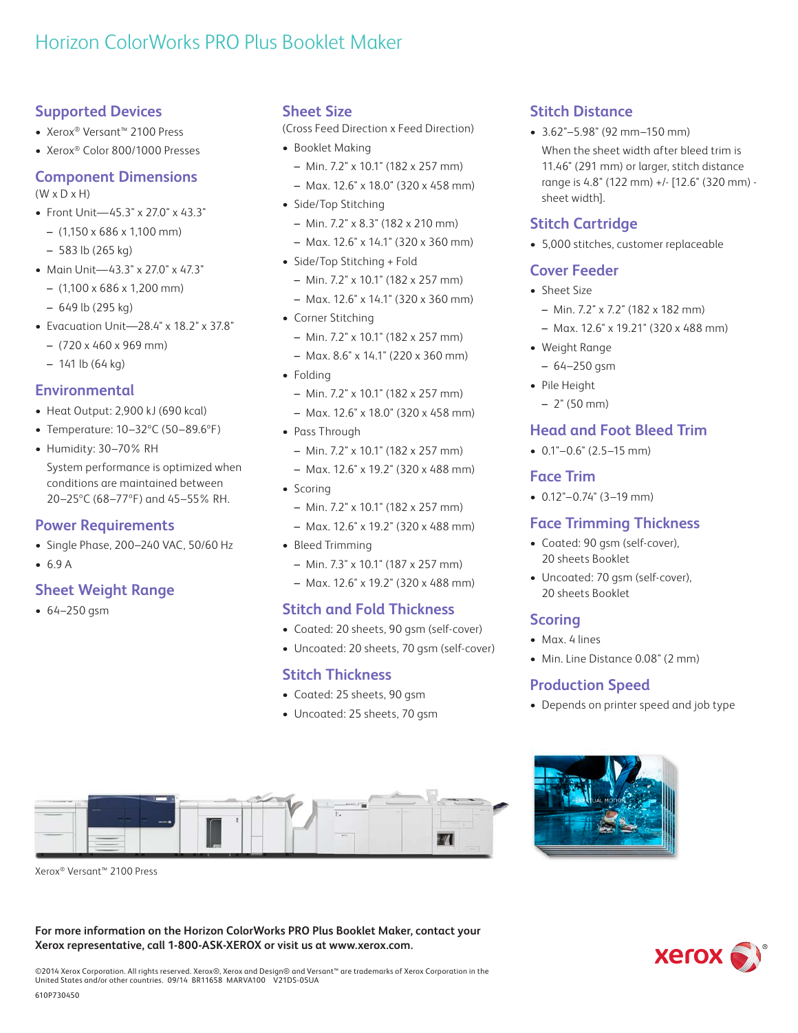# Horizon ColorWorks PRO Plus Booklet Maker

## Supported Devices

- Xerox® Versant™ 2100 Press
- Xerox® Color 800/1000 Presses

## Component Dimensions

(W x D x H)

- Front Unit—45.3" x 27.0" x 43.3"
  - (1,150 x 686 x 1,100 mm)
  - 583 lb (265 kg)
- Main Unit—43.3" x 27.0" x 47.3"
  - (1,100 x 686 x 1,200 mm)
  - 649 lb (295 kg)
- Evacuation Unit—28.4" x 18.2" x 37.8"
  - (720 x 460 x 969 mm)
  - 141 lb (64 kg)

## Environmental

- Heat Output: 2,900 kJ (690 kcal)
- Temperature: 10–32°C (50–89.6°F)
- Humidity: 30–70% RH

  System performance is optimized when conditions are maintained between 20–25°C (68–77°F) and 45–55% RH.

## Power Requirements

- Single Phase, 200–240 VAC, 50/60 Hz
- 6.9 A

## Sheet Weight Range

- 64–250 gsm

## Sheet Size

(Cross Feed Direction x Feed Direction)

- Booklet Making
  - Min. 7.2" x 10.1" (182 x 257 mm)
  - Max. 12.6" x 18.0" (320 x 458 mm)
- Side/Top Stitching
  - Min. 7.2" x 8.3" (182 x 210 mm)
  - Max. 12.6" x 14.1" (320 x 360 mm)
- Side/Top Stitching + Fold
  - Min. 7.2" x 10.1" (182 x 257 mm)
  - Max. 12.6" x 14.1" (320 x 360 mm)
- Corner Stitching
  - Min. 7.2" x 10.1" (182 x 257 mm)
  - Max. 8.6" x 14.1" (220 x 360 mm)
- Folding
  - Min. 7.2" x 10.1" (182 x 257 mm)
  - Max. 12.6" x 18.0" (320 x 458 mm)
- Pass Through
  - Min. 7.2" x 10.1" (182 x 257 mm)
  - Max. 12.6" x 19.2" (320 x 488 mm)
- Scoring
  - Min. 7.2" x 10.1" (182 x 257 mm)
  - Max. 12.6" x 19.2" (320 x 488 mm)
- Bleed Trimming
  - Min. 7.3" x 10.1" (187 x 257 mm)
  - Max. 12.6" x 19.2" (320 x 488 mm)

## Stitch and Fold Thickness

- Coated: 20 sheets, 90 gsm (self-cover)
- Uncoated: 20 sheets, 70 gsm (self-cover)

## Stitch Thickness

- Coated: 25 sheets, 90 gsm
- Uncoated: 25 sheets, 70 gsm

## Stitch Distance

- 3.62"–5.98" (92 mm–150 mm)

  When the sheet width after bleed trim is 11.46" (291 mm) or larger, stitch distance range is 4.8" (122 mm) +/- [12.6" (320 mm) - sheet width].

## Stitch Cartridge

- 5,000 stitches, customer replaceable

## Cover Feeder

- Sheet Size
  - Min. 7.2" x 7.2" (182 x 182 mm)
  - Max. 12.6" x 19.21" (320 x 488 mm)
- Weight Range
  - 64–250 gsm
- Pile Height
  - 2" (50 mm)

## Head and Foot Bleed Trim

- 0.1"–0.6" (2.5–15 mm)

## Face Trim

- 0.12"–0.74" (3–19 mm)

## Face Trimming Thickness

- Coated: 90 gsm (self-cover), 20 sheets Booklet
- Uncoated: 70 gsm (self-cover), 20 sheets Booklet

## Scoring

- Max. 4 lines
- Min. Line Distance 0.08" (2 mm)

## Production Speed

- Depends on printer speed and job type

Xerox® Versant™ 2100 Press

**For more information on the Horizon ColorWorks PRO Plus Booklet Maker, contact your Xerox representative, call 1-800-ASK-XEROX or visit us at www.xerox.com.**

©2014 Xerox Corporation. All rights reserved. Xerox®, Xerox and Design® and Versant™ are trademarks of Xerox Corporation in the United States and/or other countries. 09/14 BR11658 MARVA100 V21DS-05UA

610P730450